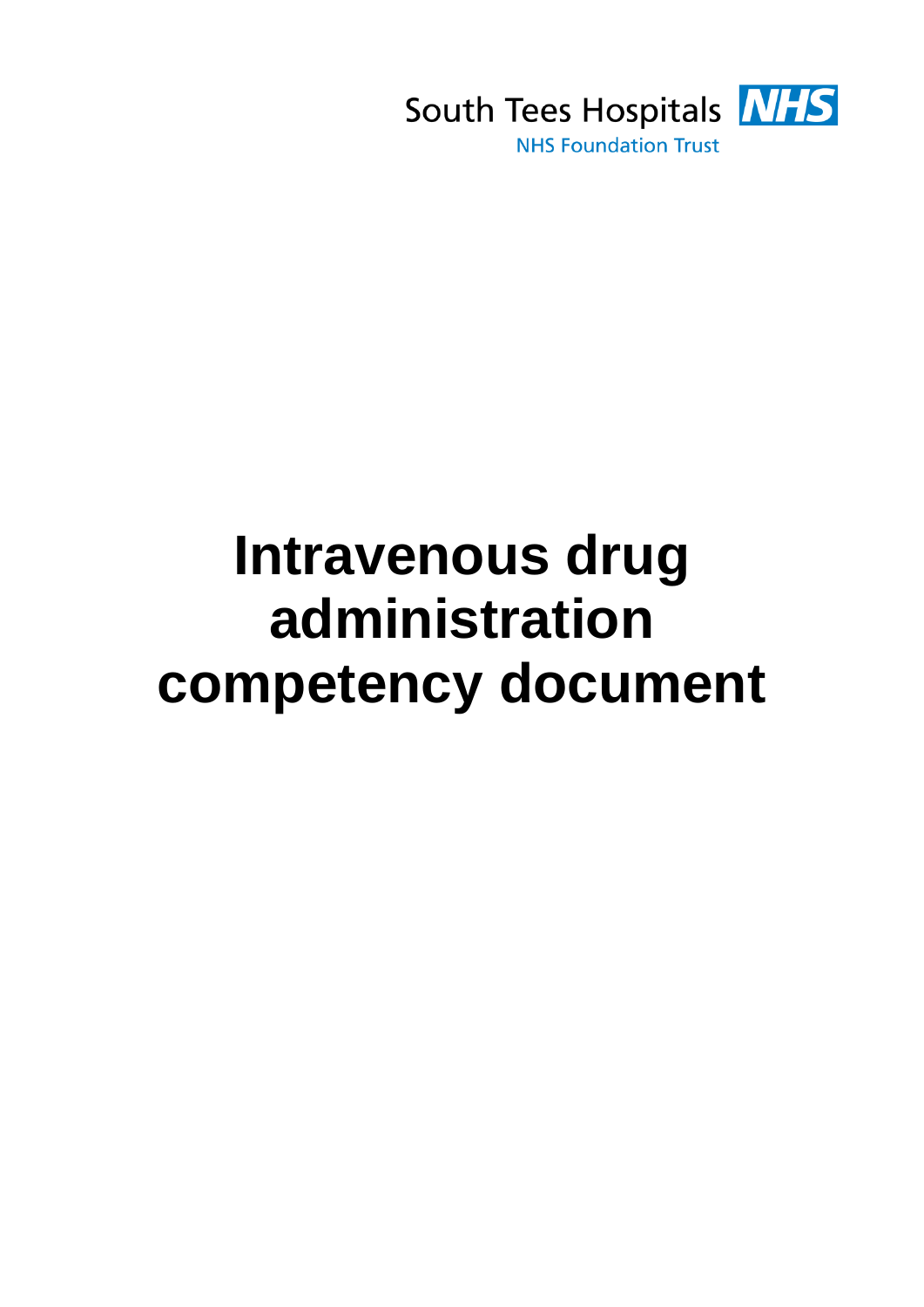South Tees Hospitals NHS

NHS Foundation Trust

# Intravenous drug administration competency document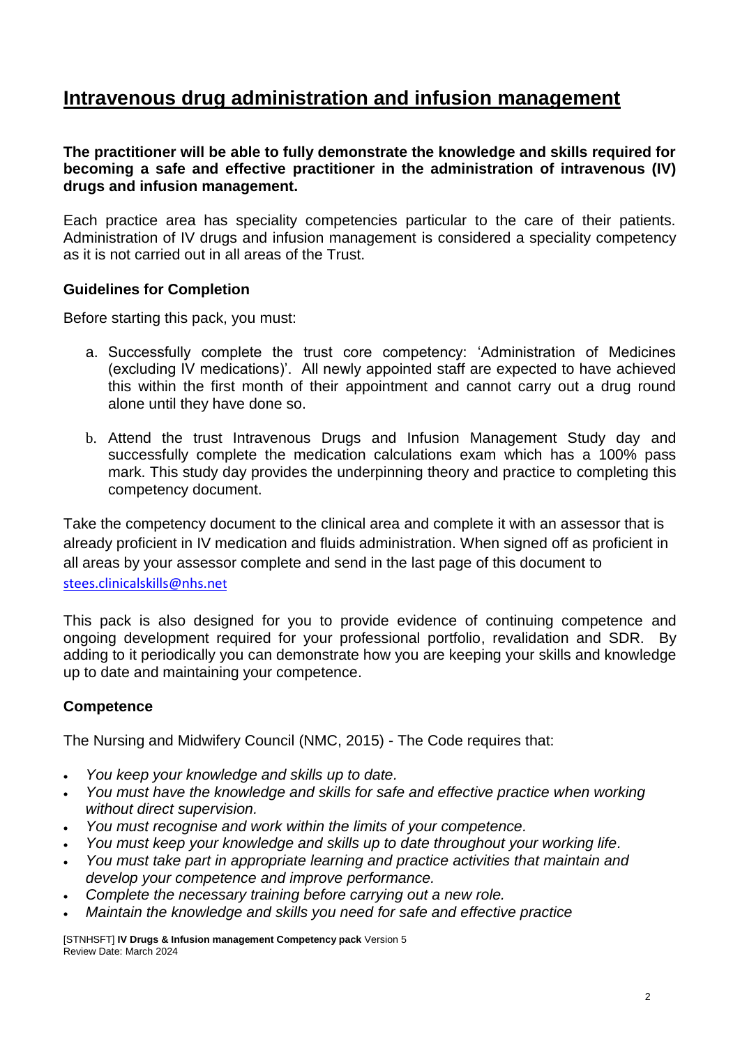# Intravenous drug administration and infusion management

**The practitioner will be able to fully demonstrate the knowledge and skills required for becoming a safe and effective practitioner in the administration of intravenous (IV) drugs and infusion management.**

Each practice area has speciality competencies particular to the care of their patients. Administration of IV drugs and infusion management is considered a speciality competency as it is not carried out in all areas of the Trust.

### Guidelines for Completion

Before starting this pack, you must:

a. Successfully complete the trust core competency: 'Administration of Medicines (excluding IV medications)'. All newly appointed staff are expected to have achieved this within the first month of their appointment and cannot carry out a drug round alone until they have done so.

b. Attend the trust Intravenous Drugs and Infusion Management Study day and successfully complete the medication calculations exam which has a 100% pass mark. This study day provides the underpinning theory and practice to completing this competency document.

Take the competency document to the clinical area and complete it with an assessor that is already proficient in IV medication and fluids administration. When signed off as proficient in all areas by your assessor complete and send in the last page of this document to stees.clinicalskills@nhs.net

This pack is also designed for you to provide evidence of continuing competence and ongoing development required for your professional portfolio, revalidation and SDR. By adding to it periodically you can demonstrate how you are keeping your skills and knowledge up to date and maintaining your competence.

### Competence

The Nursing and Midwifery Council (NMC, 2015) - The Code requires that:

- *You keep your knowledge and skills up to date.*
- *You must have the knowledge and skills for safe and effective practice when working without direct supervision.*
- *You must recognise and work within the limits of your competence.*
- *You must keep your knowledge and skills up to date throughout your working life.*
- *You must take part in appropriate learning and practice activities that maintain and develop your competence and improve performance.*
- *Complete the necessary training before carrying out a new role.*
- *Maintain the knowledge and skills you need for safe and effective practice*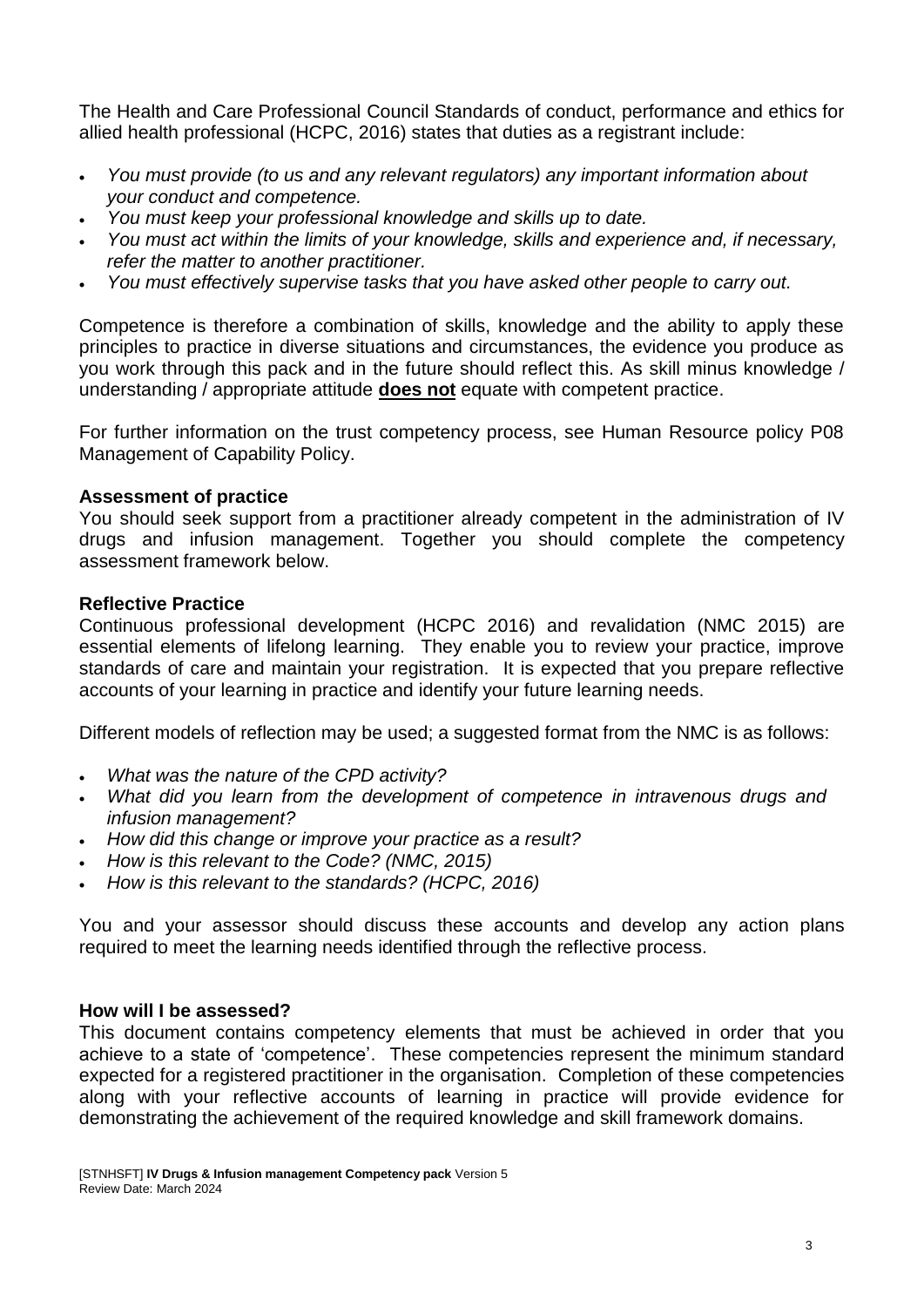The Health and Care Professional Council Standards of conduct, performance and ethics for allied health professional (HCPC, 2016) states that duties as a registrant include:

- *You must provide (to us and any relevant regulators) any important information about your conduct and competence.*
- *You must keep your professional knowledge and skills up to date.*
- *You must act within the limits of your knowledge, skills and experience and, if necessary, refer the matter to another practitioner.*
- *You must effectively supervise tasks that you have asked other people to carry out.*

Competence is therefore a combination of skills, knowledge and the ability to apply these principles to practice in diverse situations and circumstances, the evidence you produce as you work through this pack and in the future should reflect this. As skill minus knowledge / understanding / appropriate attitude **does not** equate with competent practice.

For further information on the trust competency process, see Human Resource policy P08 Management of Capability Policy.

**Assessment of practice**

You should seek support from a practitioner already competent in the administration of IV drugs and infusion management. Together you should complete the competency assessment framework below.

**Reflective Practice**

Continuous professional development (HCPC 2016) and revalidation (NMC 2015) are essential elements of lifelong learning. They enable you to review your practice, improve standards of care and maintain your registration. It is expected that you prepare reflective accounts of your learning in practice and identify your future learning needs.

Different models of reflection may be used; a suggested format from the NMC is as follows:

- *What was the nature of the CPD activity?*
- *What did you learn from the development of competence in intravenous drugs and infusion management?*
- *How did this change or improve your practice as a result?*
- *How is this relevant to the Code? (NMC, 2015)*
- *How is this relevant to the standards? (HCPC, 2016)*

You and your assessor should discuss these accounts and develop any action plans required to meet the learning needs identified through the reflective process.

**How will I be assessed?**

This document contains competency elements that must be achieved in order that you achieve to a state of 'competence'. These competencies represent the minimum standard expected for a registered practitioner in the organisation. Completion of these competencies along with your reflective accounts of learning in practice will provide evidence for demonstrating the achievement of the required knowledge and skill framework domains.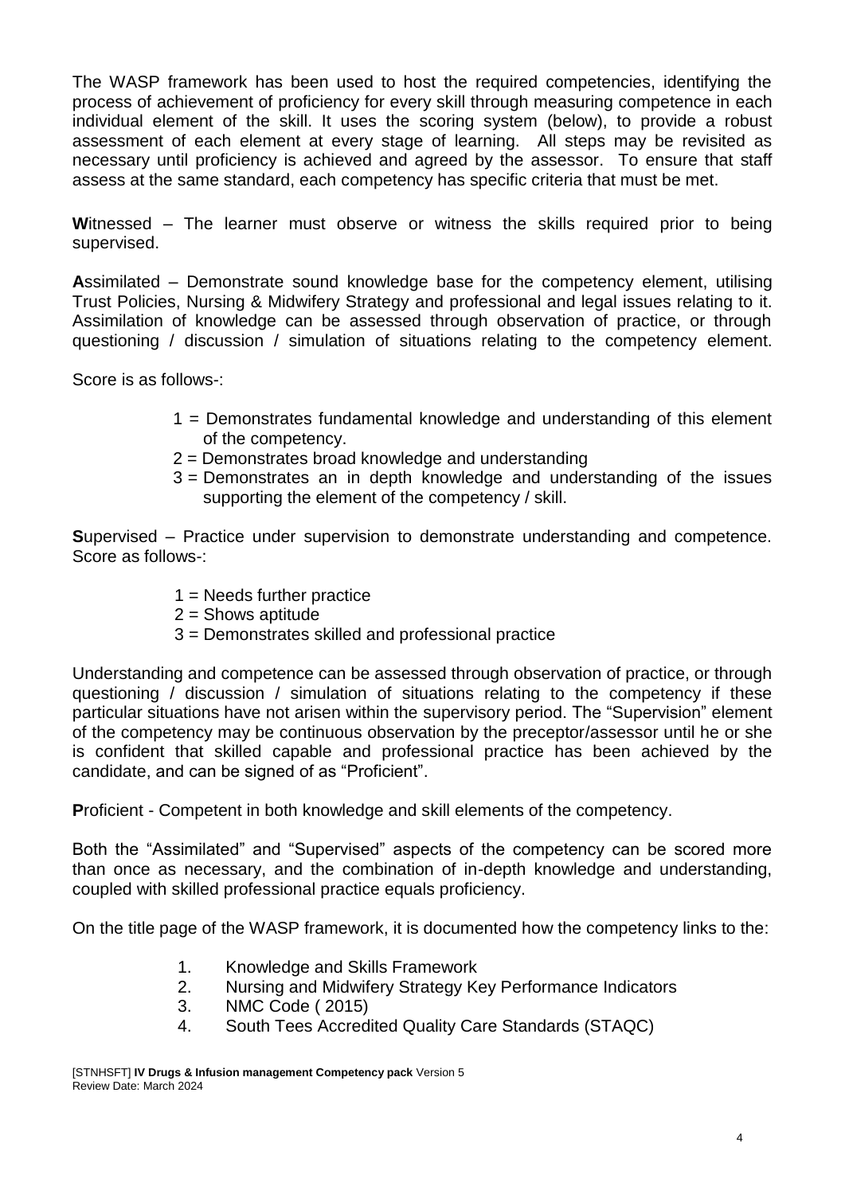The WASP framework has been used to host the required competencies, identifying the process of achievement of proficiency for every skill through measuring competence in each individual element of the skill. It uses the scoring system (below), to provide a robust assessment of each element at every stage of learning. All steps may be revisited as necessary until proficiency is achieved and agreed by the assessor. To ensure that staff assess at the same standard, each competency has specific criteria that must be met.

**W**itnessed – The learner must observe or witness the skills required prior to being supervised.

**A**ssimilated – Demonstrate sound knowledge base for the competency element, utilising Trust Policies, Nursing & Midwifery Strategy and professional and legal issues relating to it. Assimilation of knowledge can be assessed through observation of practice, or through questioning / discussion / simulation of situations relating to the competency element.

Score is as follows-:

- 1 = Demonstrates fundamental knowledge and understanding of this element of the competency.
- 2 = Demonstrates broad knowledge and understanding
- 3 = Demonstrates an in depth knowledge and understanding of the issues supporting the element of the competency / skill.

**S**upervised – Practice under supervision to demonstrate understanding and competence. Score as follows-:

- 1 = Needs further practice
- 2 = Shows aptitude
- 3 = Demonstrates skilled and professional practice

Understanding and competence can be assessed through observation of practice, or through questioning / discussion / simulation of situations relating to the competency if these particular situations have not arisen within the supervisory period. The "Supervision" element of the competency may be continuous observation by the preceptor/assessor until he or she is confident that skilled capable and professional practice has been achieved by the candidate, and can be signed of as "Proficient".

**P**roficient - Competent in both knowledge and skill elements of the competency.

Both the "Assimilated" and "Supervised" aspects of the competency can be scored more than once as necessary, and the combination of in-depth knowledge and understanding, coupled with skilled professional practice equals proficiency.

On the title page of the WASP framework, it is documented how the competency links to the:

1. Knowledge and Skills Framework
2. Nursing and Midwifery Strategy Key Performance Indicators
3. NMC Code ( 2015)
4. South Tees Accredited Quality Care Standards (STAQC)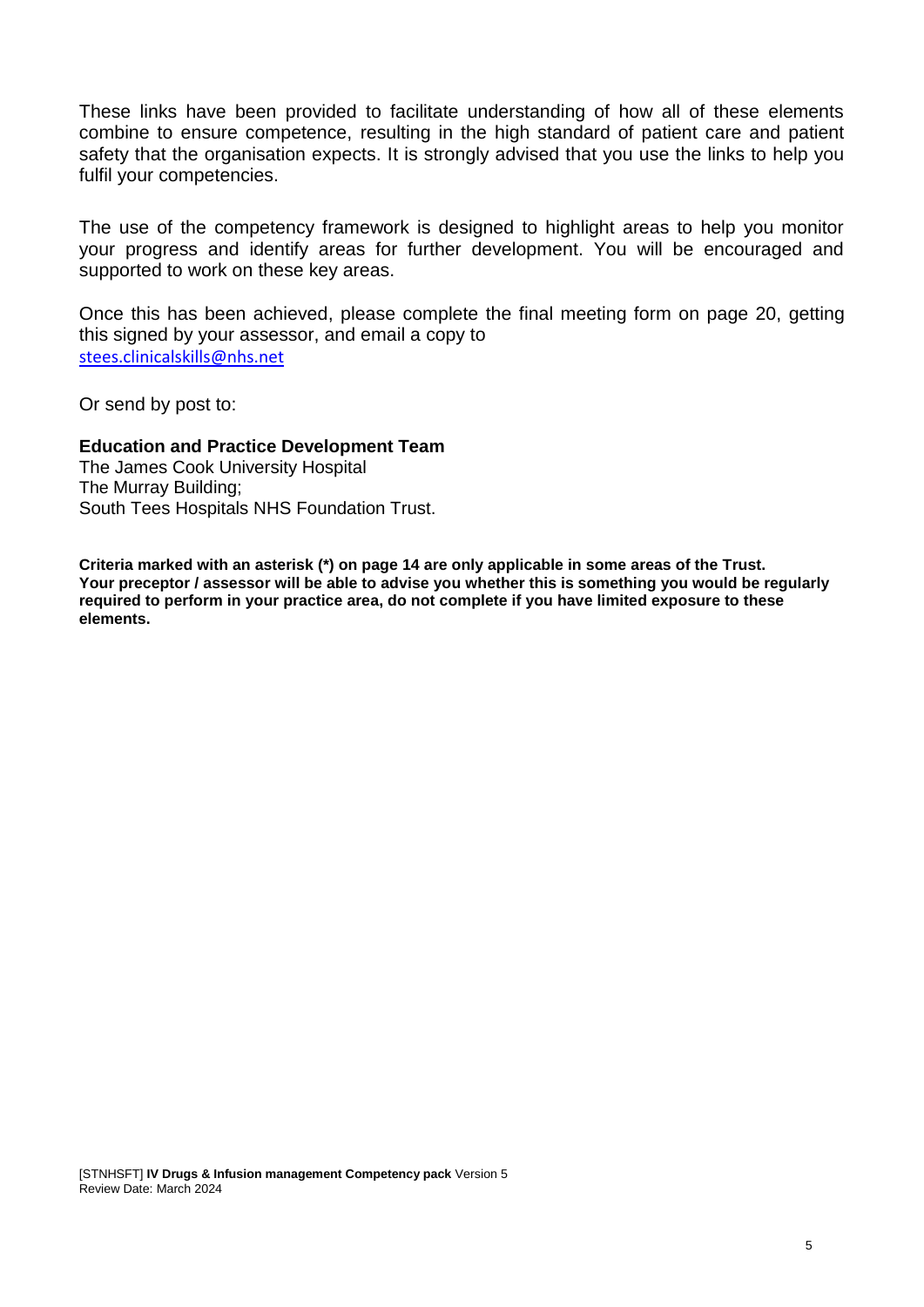These links have been provided to facilitate understanding of how all of these elements combine to ensure competence, resulting in the high standard of patient care and patient safety that the organisation expects. It is strongly advised that you use the links to help you fulfil your competencies.

The use of the competency framework is designed to highlight areas to help you monitor your progress and identify areas for further development. You will be encouraged and supported to work on these key areas.

Once this has been achieved, please complete the final meeting form on page 20, getting this signed by your assessor, and email a copy to
stees.clinicalskills@nhs.net

Or send by post to:

**Education and Practice Development Team**
The James Cook University Hospital
The Murray Building;
South Tees Hospitals NHS Foundation Trust.

**Criteria marked with an asterisk (*) on page 14 are only applicable in some areas of the Trust. Your preceptor / assessor will be able to advise you whether this is something you would be regularly required to perform in your practice area, do not complete if you have limited exposure to these elements.**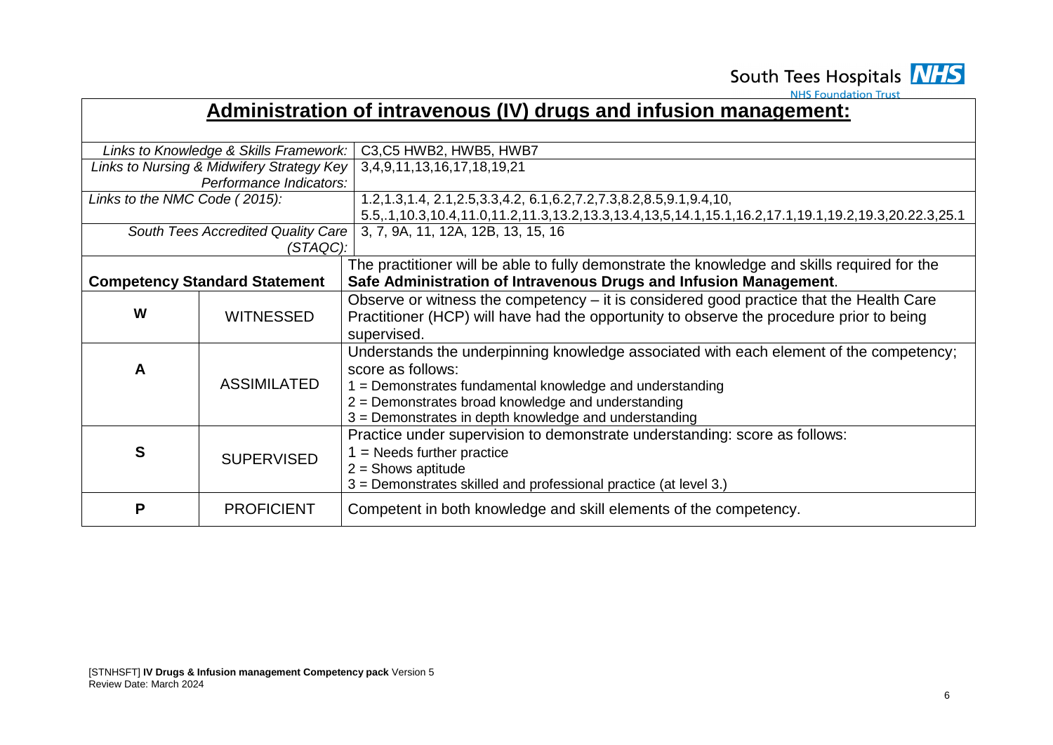# Administration of intravenous (IV) drugs and infusion management:

| | | |
|---|---|---|
| *Links to Knowledge & Skills Framework:* | | C3,C5 HWB2, HWB5, HWB7 |
| *Links to Nursing & Midwifery Strategy Key Performance Indicators:* | | 3,4,9,11,13,16,17,18,19,21 |
| *Links to the NMC Code ( 2015):* | | 1.2,1.3,1.4, 2.1,2.5,3.3,4.2, 6.1,6.2,7.2,7.3,8.2,8.5,9.1,9.4,10, 5.5,.1,10.3,10.4,11.0,11.2,11.3,13.2,13.3,13.4,13,5,14.1,15.1,16.2,17.1,19.1,19.2,19.3,20.22.3,25.1 |
| *South Tees Accredited Quality Care (STAQC):* | | 3, 7, 9A, 11, 12A, 12B, 13, 15, 16 |
| **Competency Standard Statement** | | The practitioner will be able to fully demonstrate the knowledge and skills required for the **Safe Administration of Intravenous Drugs and Infusion Management**. |
| **W** | WITNESSED | Observe or witness the competency – it is considered good practice that the Health Care Practitioner (HCP) will have had the opportunity to observe the procedure prior to being supervised. |
| **A** | ASSIMILATED | Understands the underpinning knowledge associated with each element of the competency; score as follows:<br>1 = Demonstrates fundamental knowledge and understanding<br>2 = Demonstrates broad knowledge and understanding<br>3 = Demonstrates in depth knowledge and understanding |
| **S** | SUPERVISED | Practice under supervision to demonstrate understanding: score as follows:<br>1 = Needs further practice<br>2 = Shows aptitude<br>3 = Demonstrates skilled and professional practice (at level 3.) |
| **P** | PROFICIENT | Competent in both knowledge and skill elements of the competency. |

[STNHSFT] **IV Drugs & Infusion management Competency pack** Version 5
Review Date: March 2024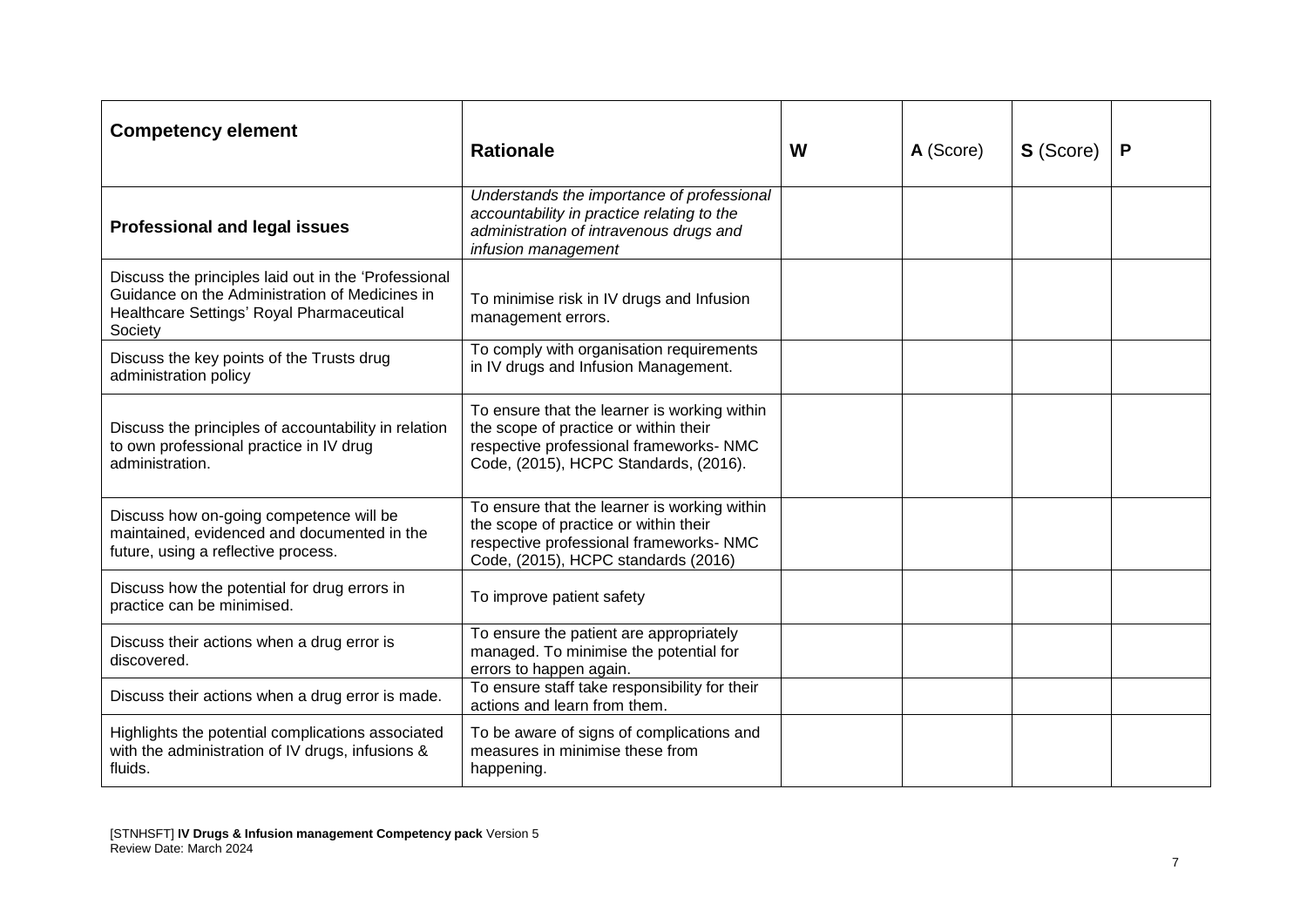| **Competency element** | **Rationale** | **W** | **A** (Score) | **S** (Score) | **P** |
|---|---|---|---|---|---|
| **Professional and legal issues** | *Understands the importance of professional accountability in practice relating to the administration of intravenous drugs and infusion management* | | | | |
| Discuss the principles laid out in the 'Professional Guidance on the Administration of Medicines in Healthcare Settings' Royal Pharmaceutical Society | To minimise risk in IV drugs and Infusion management errors. | | | | |
| Discuss the key points of the Trusts drug administration policy | To comply with organisation requirements in IV drugs and Infusion Management. | | | | |
| Discuss the principles of accountability in relation to own professional practice in IV drug administration. | To ensure that the learner is working within the scope of practice or within their respective professional frameworks- NMC Code, (2015), HCPC Standards, (2016). | | | | |
| Discuss how on-going competence will be maintained, evidenced and documented in the future, using a reflective process. | To ensure that the learner is working within the scope of practice or within their respective professional frameworks- NMC Code, (2015), HCPC standards (2016) | | | | |
| Discuss how the potential for drug errors in practice can be minimised. | To improve patient safety | | | | |
| Discuss their actions when a drug error is discovered. | To ensure the patient are appropriately managed. To minimise the potential for errors to happen again. | | | | |
| Discuss their actions when a drug error is made. | To ensure staff take responsibility for their actions and learn from them. | | | | |
| Highlights the potential complications associated with the administration of IV drugs, infusions & fluids. | To be aware of signs of complications and measures in minimise these from happening. | | | | |

[STNHSFT] **IV Drugs & Infusion management Competency pack** Version 5
Review Date: March 2024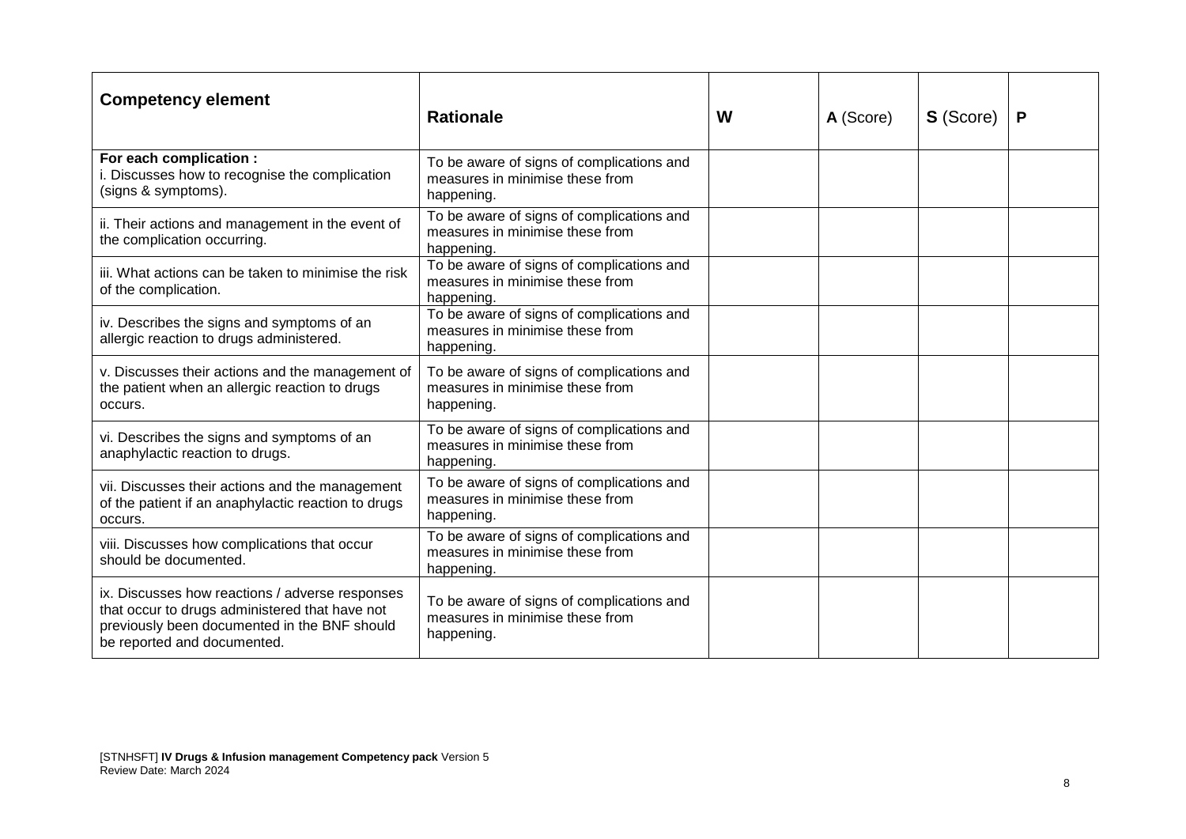| **Competency element** | **Rationale** | **W** | **A** (Score) | **S** (Score) | **P** |
|---|---|---|---|---|---|
| **For each complication :** i. Discusses how to recognise the complication (signs & symptoms). | To be aware of signs of complications and measures in minimise these from happening. | | | | |
| ii. Their actions and management in the event of the complication occurring. | To be aware of signs of complications and measures in minimise these from happening. | | | | |
| iii. What actions can be taken to minimise the risk of the complication. | To be aware of signs of complications and measures in minimise these from happening. | | | | |
| iv. Describes the signs and symptoms of an allergic reaction to drugs administered. | To be aware of signs of complications and measures in minimise these from happening. | | | | |
| v. Discusses their actions and the management of the patient when an allergic reaction to drugs occurs. | To be aware of signs of complications and measures in minimise these from happening. | | | | |
| vi. Describes the signs and symptoms of an anaphylactic reaction to drugs. | To be aware of signs of complications and measures in minimise these from happening. | | | | |
| vii. Discusses their actions and the management of the patient if an anaphylactic reaction to drugs occurs. | To be aware of signs of complications and measures in minimise these from happening. | | | | |
| viii. Discusses how complications that occur should be documented. | To be aware of signs of complications and measures in minimise these from happening. | | | | |
| ix. Discusses how reactions / adverse responses that occur to drugs administered that have not previously been documented in the BNF should be reported and documented. | To be aware of signs of complications and measures in minimise these from happening. | | | | |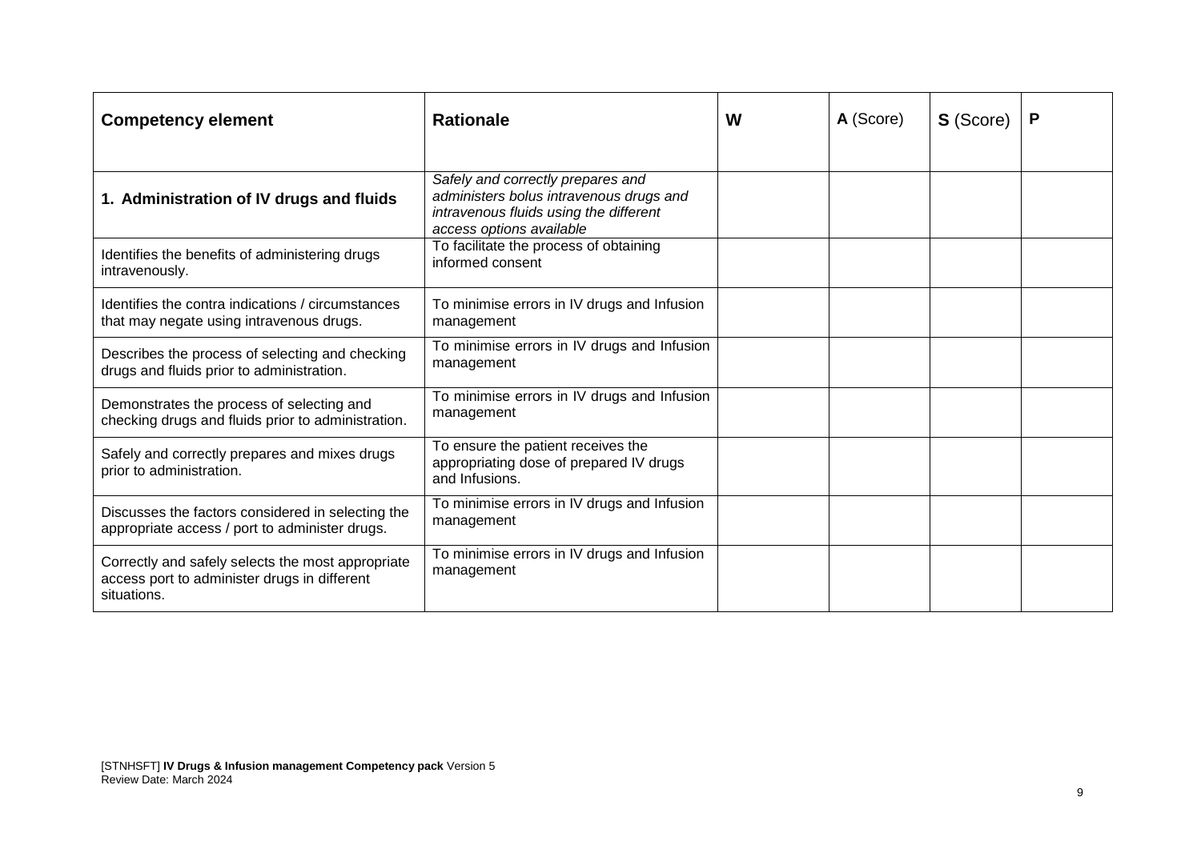| **Competency element** | **Rationale** | **W** | **A** (Score) | **S** (Score) | **P** |
|---|---|---|---|---|---|
| **1. Administration of IV drugs and fluids** | *Safely and correctly prepares and administers bolus intravenous drugs and intravenous fluids using the different access options available* | | | | |
| Identifies the benefits of administering drugs intravenously. | To facilitate the process of obtaining informed consent | | | | |
| Identifies the contra indications / circumstances that may negate using intravenous drugs. | To minimise errors in IV drugs and Infusion management | | | | |
| Describes the process of selecting and checking drugs and fluids prior to administration. | To minimise errors in IV drugs and Infusion management | | | | |
| Demonstrates the process of selecting and checking drugs and fluids prior to administration. | To minimise errors in IV drugs and Infusion management | | | | |
| Safely and correctly prepares and mixes drugs prior to administration. | To ensure the patient receives the appropriating dose of prepared IV drugs and Infusions. | | | | |
| Discusses the factors considered in selecting the appropriate access / port to administer drugs. | To minimise errors in IV drugs and Infusion management | | | | |
| Correctly and safely selects the most appropriate access port to administer drugs in different situations. | To minimise errors in IV drugs and Infusion management | | | | |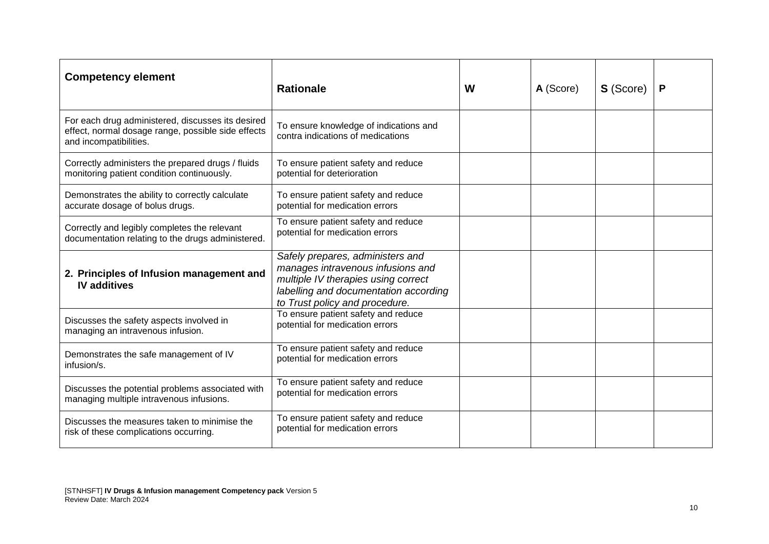| **Competency element** | **Rationale** | **W** | **A** (Score) | **S** (Score) | **P** |
|---|---|---|---|---|---|
| For each drug administered, discusses its desired effect, normal dosage range, possible side effects and incompatibilities. | To ensure knowledge of indications and contra indications of medications | | | | |
| Correctly administers the prepared drugs / fluids monitoring patient condition continuously. | To ensure patient safety and reduce potential for deterioration | | | | |
| Demonstrates the ability to correctly calculate accurate dosage of bolus drugs. | To ensure patient safety and reduce potential for medication errors | | | | |
| Correctly and legibly completes the relevant documentation relating to the drugs administered. | To ensure patient safety and reduce potential for medication errors | | | | |
| **2. Principles of Infusion management and IV additives** | *Safely prepares, administers and manages intravenous infusions and multiple IV therapies using correct labelling and documentation according to Trust policy and procedure.* | | | | |
| Discusses the safety aspects involved in managing an intravenous infusion. | To ensure patient safety and reduce potential for medication errors | | | | |
| Demonstrates the safe management of IV infusion/s. | To ensure patient safety and reduce potential for medication errors | | | | |
| Discusses the potential problems associated with managing multiple intravenous infusions. | To ensure patient safety and reduce potential for medication errors | | | | |
| Discusses the measures taken to minimise the risk of these complications occurring. | To ensure patient safety and reduce potential for medication errors | | | | |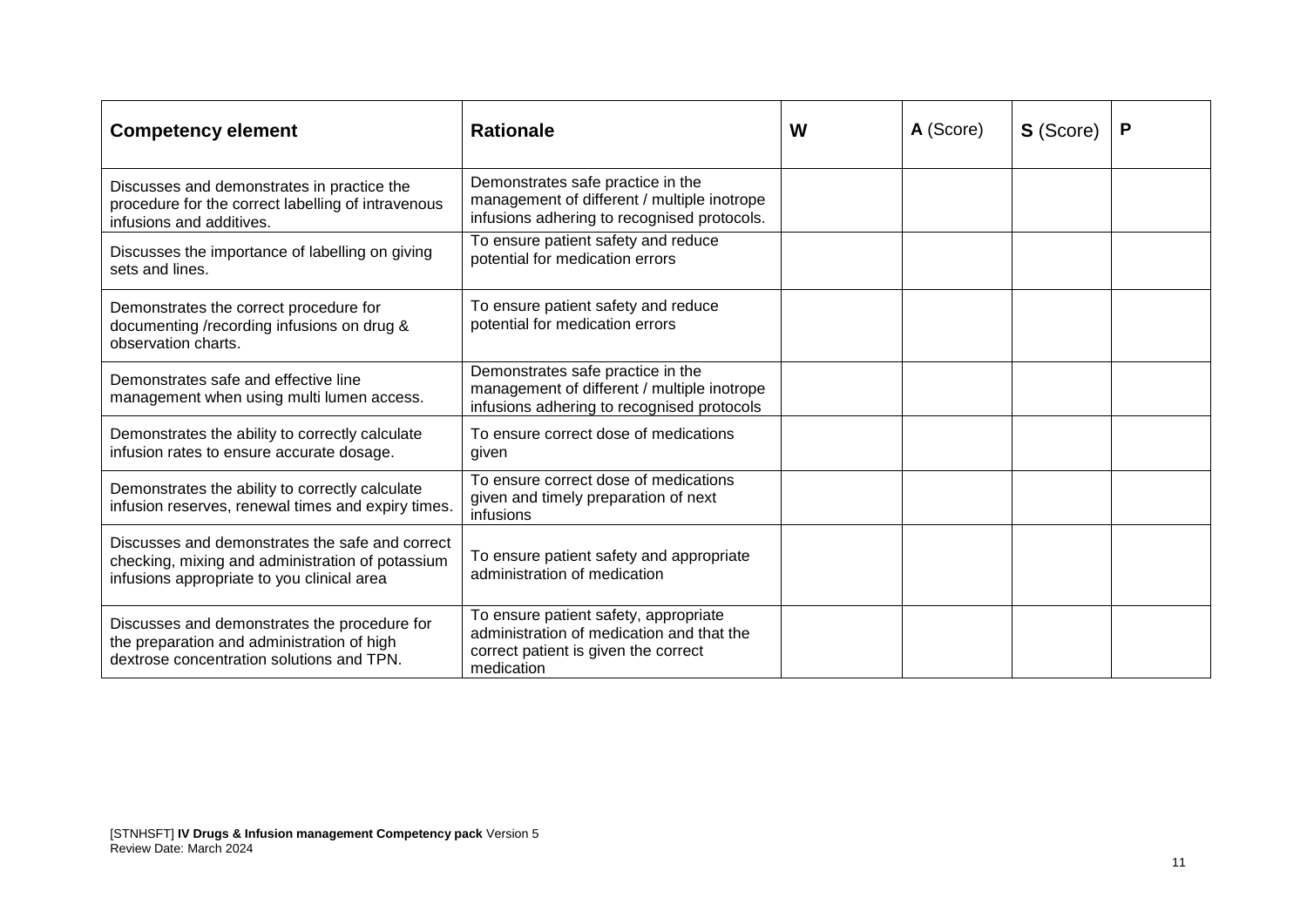| Competency element | Rationale | W | A (Score) | S (Score) | P |
|---|---|---|---|---|---|
| Discusses and demonstrates in practice the procedure for the correct labelling of intravenous infusions and additives. | Demonstrates safe practice in the management of different / multiple inotrope infusions adhering to recognised protocols. | | | | |
| Discusses the importance of labelling on giving sets and lines. | To ensure patient safety and reduce potential for medication errors | | | | |
| Demonstrates the correct procedure for documenting /recording infusions on drug & observation charts. | To ensure patient safety and reduce potential for medication errors | | | | |
| Demonstrates safe and effective line management when using multi lumen access. | Demonstrates safe practice in the management of different / multiple inotrope infusions adhering to recognised protocols | | | | |
| Demonstrates the ability to correctly calculate infusion rates to ensure accurate dosage. | To ensure correct dose of medications given | | | | |
| Demonstrates the ability to correctly calculate infusion reserves, renewal times and expiry times. | To ensure correct dose of medications given and timely preparation of next infusions | | | | |
| Discusses and demonstrates the safe and correct checking, mixing and administration of potassium infusions appropriate to you clinical area | To ensure patient safety and appropriate administration of medication | | | | |
| Discusses and demonstrates the procedure for the preparation and administration of high dextrose concentration solutions and TPN. | To ensure patient safety, appropriate administration of medication and that the correct patient is given the correct medication | | | | |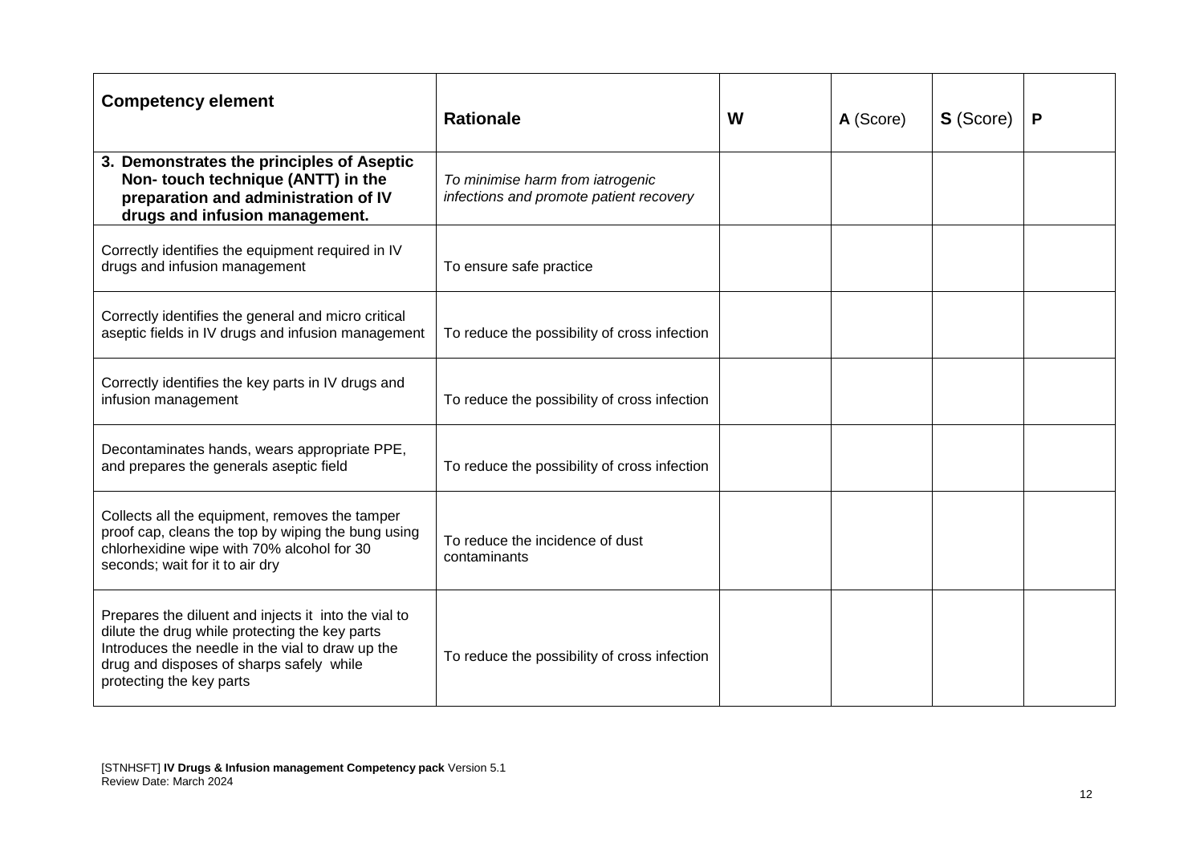| **Competency element** | **Rationale** | **W** | **A** (Score) | **S** (Score) | **P** |
|---|---|---|---|---|---|
| **3. Demonstrates the principles of Aseptic Non- touch technique (ANTT) in the preparation and administration of IV drugs and infusion management.** | *To minimise harm from iatrogenic infections and promote patient recovery* | | | | |
| Correctly identifies the equipment required in IV drugs and infusion management | To ensure safe practice | | | | |
| Correctly identifies the general and micro critical aseptic fields in IV drugs and infusion management | To reduce the possibility of cross infection | | | | |
| Correctly identifies the key parts in IV drugs and infusion management | To reduce the possibility of cross infection | | | | |
| Decontaminates hands, wears appropriate PPE, and prepares the generals aseptic field | To reduce the possibility of cross infection | | | | |
| Collects all the equipment, removes the tamper proof cap, cleans the top by wiping the bung using chlorhexidine wipe with 70% alcohol for 30 seconds; wait for it to air dry | To reduce the incidence of dust contaminants | | | | |
| Prepares the diluent and injects it into the vial to dilute the drug while protecting the key parts Introduces the needle in the vial to draw up the drug and disposes of sharps safely while protecting the key parts | To reduce the possibility of cross infection | | | | |

[STNHSFT] **IV Drugs & Infusion management Competency pack** Version 5.1
Review Date: March 2024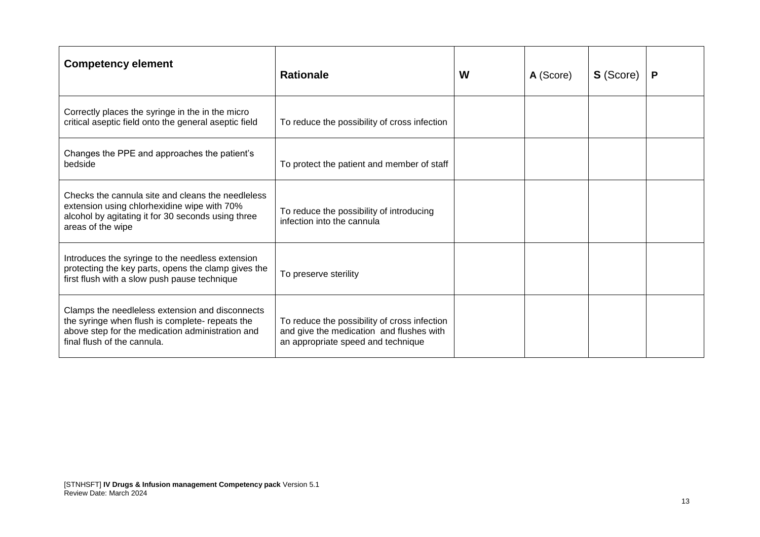| **Competency element** | **Rationale** | **W** | **A** (Score) | **S** (Score) | **P** |
|---|---|---|---|---|---|
| Correctly places the syringe in the in the micro critical aseptic field onto the general aseptic field | To reduce the possibility of cross infection | | | | |
| Changes the PPE and approaches the patient's bedside | To protect the patient and member of staff | | | | |
| Checks the cannula site and cleans the needleless extension using chlorhexidine wipe with 70% alcohol by agitating it for 30 seconds using three areas of the wipe | To reduce the possibility of introducing infection into the cannula | | | | |
| Introduces the syringe to the needless extension protecting the key parts, opens the clamp gives the first flush with a slow push pause technique | To preserve sterility | | | | |
| Clamps the needleless extension and disconnects the syringe when flush is complete- repeats the above step for the medication administration and final flush of the cannula. | To reduce the possibility of cross infection and give the medication and flushes with an appropriate speed and technique | | | | |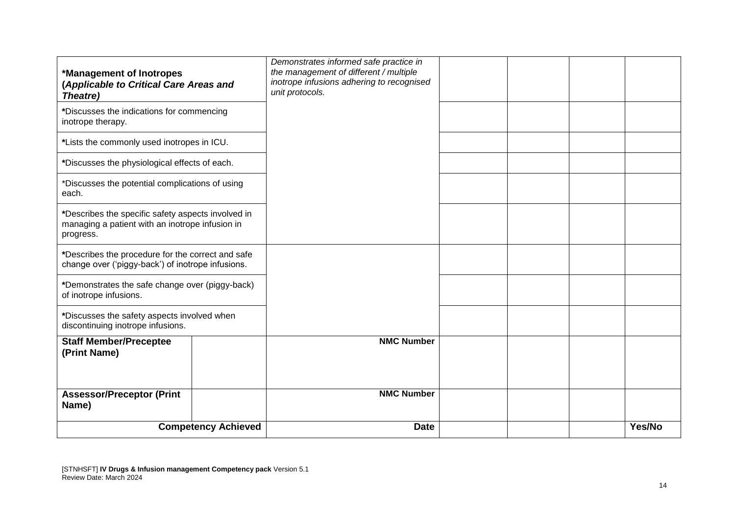| **\*Management of Inotropes (*Applicable to Critical Care Areas and Theatre*)** | | *Demonstrates informed safe practice in the management of different / multiple inotrope infusions adhering to recognised unit protocols.* | | | | |
|---|---|---|---|---|---|---|
| **\***Discusses the indications for commencing inotrope therapy. | | | | | | |
| **\***Lists the commonly used inotropes in ICU. | | | | | | |
| **\***Discusses the physiological effects of each. | | | | | | |
| \*Discusses the potential complications of using each. | | | | | | |
| **\***Describes the specific safety aspects involved in managing a patient with an inotrope infusion in progress. | | | | | | |
| **\***Describes the procedure for the correct and safe change over ('piggy-back') of inotrope infusions. | | | | | | |
| **\***Demonstrates the safe change over (piggy-back) of inotrope infusions. | | | | | | |
| **\***Discusses the safety aspects involved when discontinuing inotrope infusions. | | | | | | |
| **Staff Member/Preceptee (Print Name)** | | **NMC Number** | | | | |
| **Assessor/Preceptor (Print Name)** | | **NMC Number** | | | | |
| **Competency Achieved** | | **Date** | | | | **Yes/No** |

[STNHSFT] **IV Drugs & Infusion management Competency pack** Version 5.1
Review Date: March 2024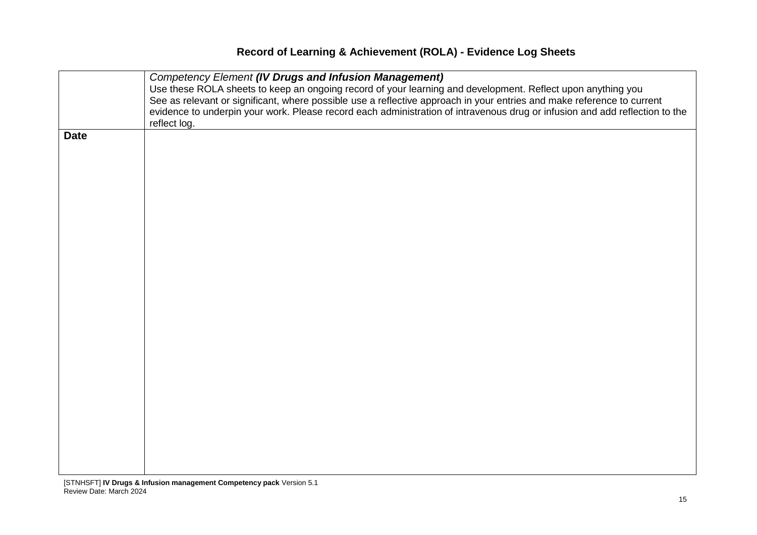## Record of Learning & Achievement (ROLA) - Evidence Log Sheets

| | *Competency Element* ***(IV Drugs and Infusion Management)*** Use these ROLA sheets to keep an ongoing record of your learning and development. Reflect upon anything you See as relevant or significant, where possible use a reflective approach in your entries and make reference to current evidence to underpin your work. Please record each administration of intravenous drug or infusion and add reflection to the reflect log. |
|---|---|
| **Date** | |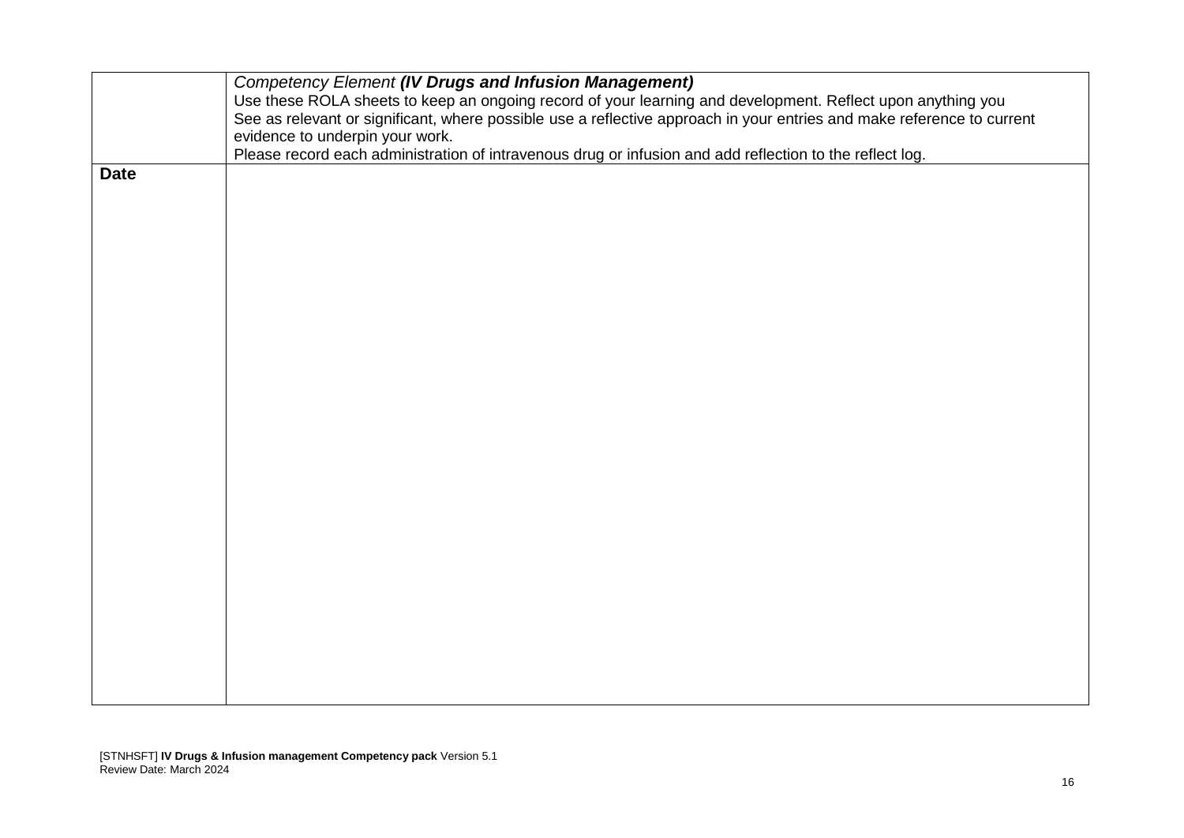|  | *Competency Element **(IV Drugs and Infusion Management)***<br>Use these ROLA sheets to keep an ongoing record of your learning and development. Reflect upon anything you See as relevant or significant, where possible use a reflective approach in your entries and make reference to current evidence to underpin your work.<br>Please record each administration of intravenous drug or infusion and add reflection to the reflect log. |
| --- | --- |
| **Date** |  |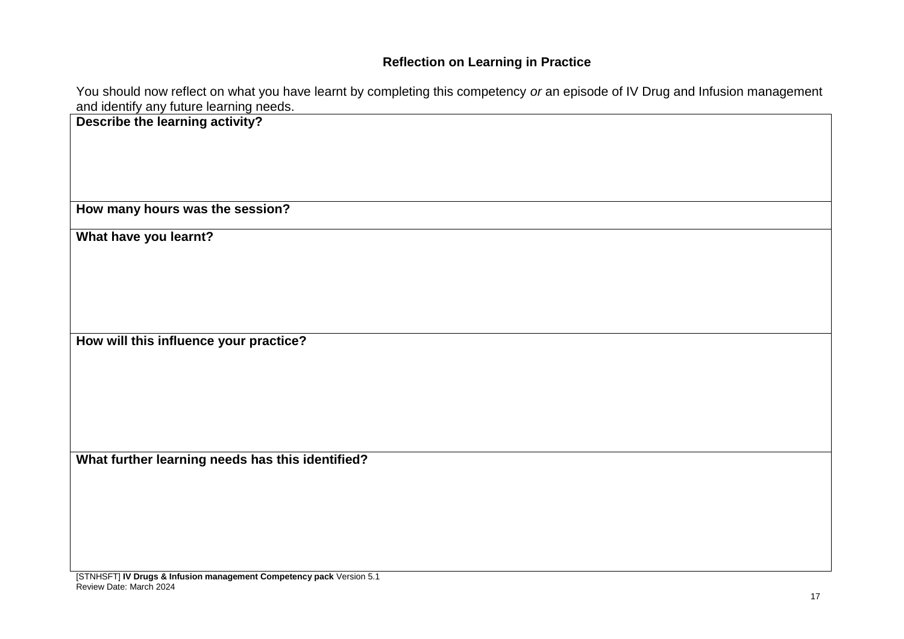## Reflection on Learning in Practice

You should now reflect on what you have learnt by completing this competency *or* an episode of IV Drug and Infusion management and identify any future learning needs.

| **Describe the learning activity?** |
|---|
| |
| **How many hours was the session?** |
| **What have you learnt?** |
| |
| **How will this influence your practice?** |
| |
| **What further learning needs has this identified?** |
| |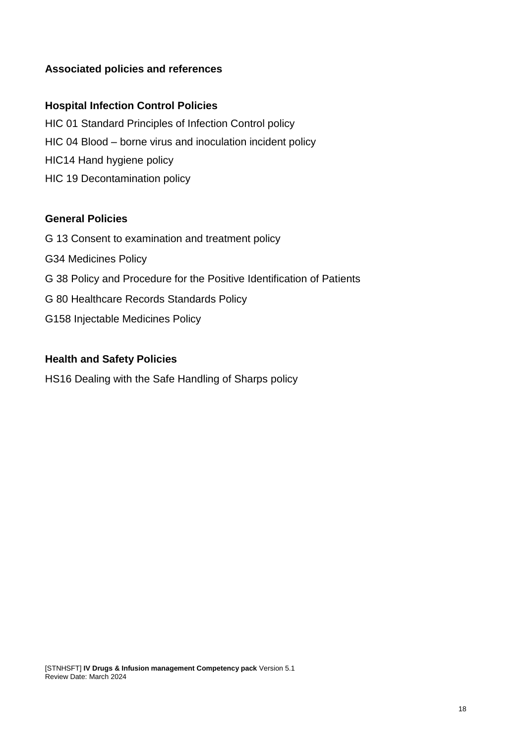## Associated policies and references

### Hospital Infection Control Policies

HIC 01 Standard Principles of Infection Control policy

HIC 04 Blood – borne virus and inoculation incident policy

HIC14 Hand hygiene policy

HIC 19 Decontamination policy

### General Policies

G 13 Consent to examination and treatment policy

G34 Medicines Policy

G 38 Policy and Procedure for the Positive Identification of Patients

G 80 Healthcare Records Standards Policy

G158 Injectable Medicines Policy

### Health and Safety Policies

HS16 Dealing with the Safe Handling of Sharps policy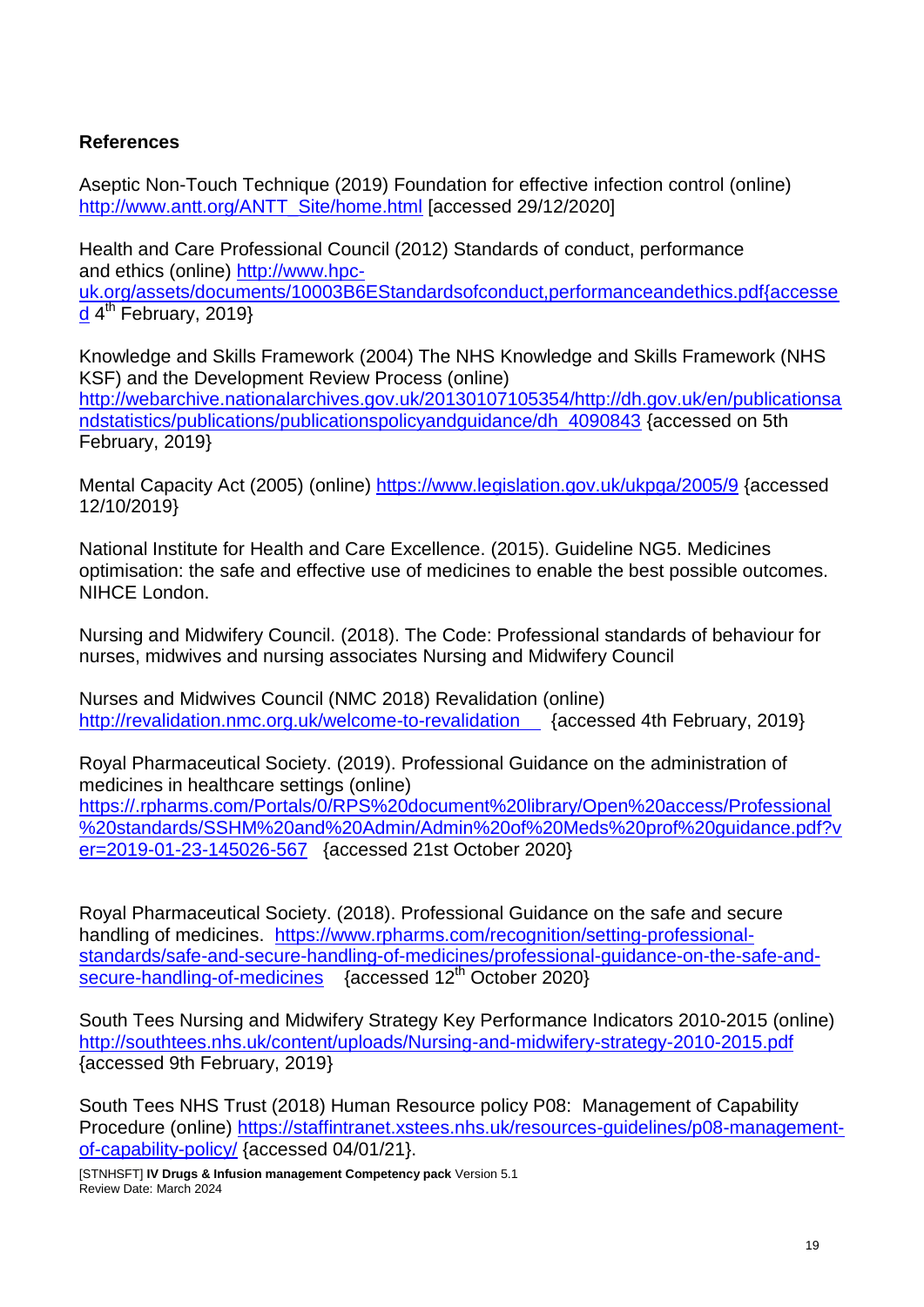**References**

Aseptic Non-Touch Technique (2019) Foundation for effective infection control (online) http://www.antt.org/ANTT_Site/home.html [accessed 29/12/2020]

Health and Care Professional Council (2012) Standards of conduct, performance and ethics (online) http://www.hpc-uk.org/assets/documents/10003B6EStandardsofconduct,performanceandethics.pdf{accessed 4th February, 2019}

Knowledge and Skills Framework (2004) The NHS Knowledge and Skills Framework (NHS KSF) and the Development Review Process (online) http://webarchive.nationalarchives.gov.uk/20130107105354/http://dh.gov.uk/en/publicationsandstatistics/publications/publicationspolicyandguidance/dh_4090843 {accessed on 5th February, 2019}

Mental Capacity Act (2005) (online) https://www.legislation.gov.uk/ukpga/2005/9 {accessed 12/10/2019}

National Institute for Health and Care Excellence. (2015). Guideline NG5. Medicines optimisation: the safe and effective use of medicines to enable the best possible outcomes. NIHCE London.

Nursing and Midwifery Council. (2018). The Code: Professional standards of behaviour for nurses, midwives and nursing associates Nursing and Midwifery Council

Nurses and Midwives Council (NMC 2018) Revalidation (online) http://revalidation.nmc.org.uk/welcome-to-revalidation {accessed 4th February, 2019}

Royal Pharmaceutical Society. (2019). Professional Guidance on the administration of medicines in healthcare settings (online) https://.rpharms.com/Portals/0/RPS%20document%20library/Open%20access/Professional%20standards/SSHM%20and%20Admin/Admin%20of%20Meds%20prof%20guidance.pdf?ver=2019-01-23-145026-567 {accessed 21st October 2020}

Royal Pharmaceutical Society. (2018). Professional Guidance on the safe and secure handling of medicines. https://www.rpharms.com/recognition/setting-professional-standards/safe-and-secure-handling-of-medicines/professional-guidance-on-the-safe-and-secure-handling-of-medicines {accessed 12th October 2020}

South Tees Nursing and Midwifery Strategy Key Performance Indicators 2010-2015 (online) http://southtees.nhs.uk/content/uploads/Nursing-and-midwifery-strategy-2010-2015.pdf {accessed 9th February, 2019}

South Tees NHS Trust (2018) Human Resource policy P08: Management of Capability Procedure (online) https://staffintranet.xstees.nhs.uk/resources-guidelines/p08-management-of-capability-policy/ {accessed 04/01/21}.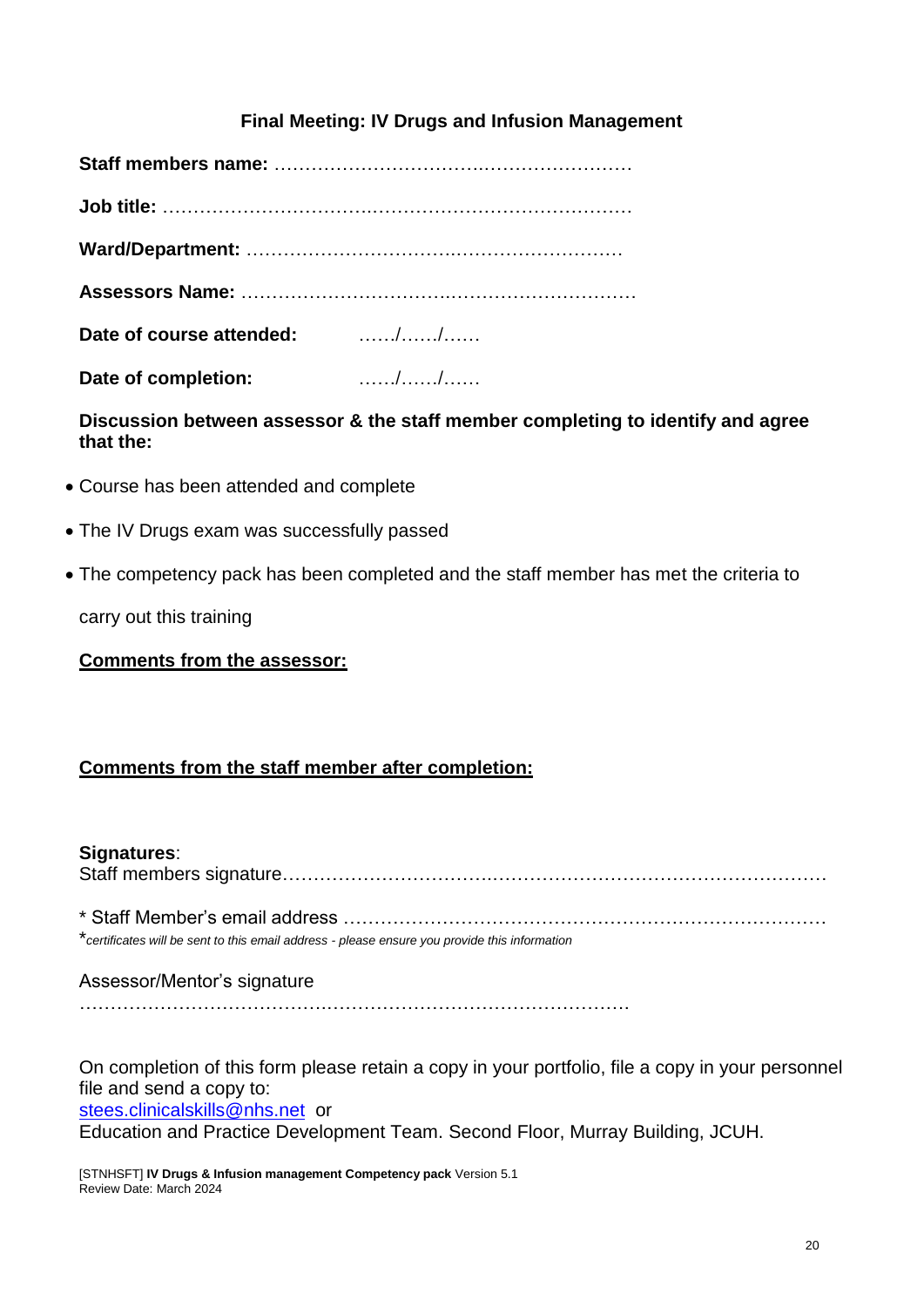## Final Meeting: IV Drugs and Infusion Management

**Staff members name:** ……………………………….…………………

**Job title:** ……………………………….……………………………….

**Ward/Department:** ……………………………….…………………….

**Assessors Name:** ……………………………….……………………….

**Date of course attended:** ……/……/……

**Date of completion:** ……/……/……

**Discussion between assessor & the staff member completing to identify and agree that the:**

- Course has been attended and complete
- The IV Drugs exam was successfully passed
- The competency pack has been completed and the staff member has met the criteria to carry out this training

**Comments from the assessor:**

**Comments from the staff member after completion:**

**Signatures**:

Staff members signature……………………………….……………………………………………

* Staff Member's email address ……………………………………………………………………

*certificates will be sent to this email address - please ensure you provide this information*

Assessor/Mentor's signature

……………………………………………………………………………

On completion of this form please retain a copy in your portfolio, file a copy in your personnel file and send a copy to:
stees.clinicalskills@nhs.net or
Education and Practice Development Team. Second Floor, Murray Building, JCUH.

[STNHSFT] **IV Drugs & Infusion management Competency pack** Version 5.1
Review Date: March 2024